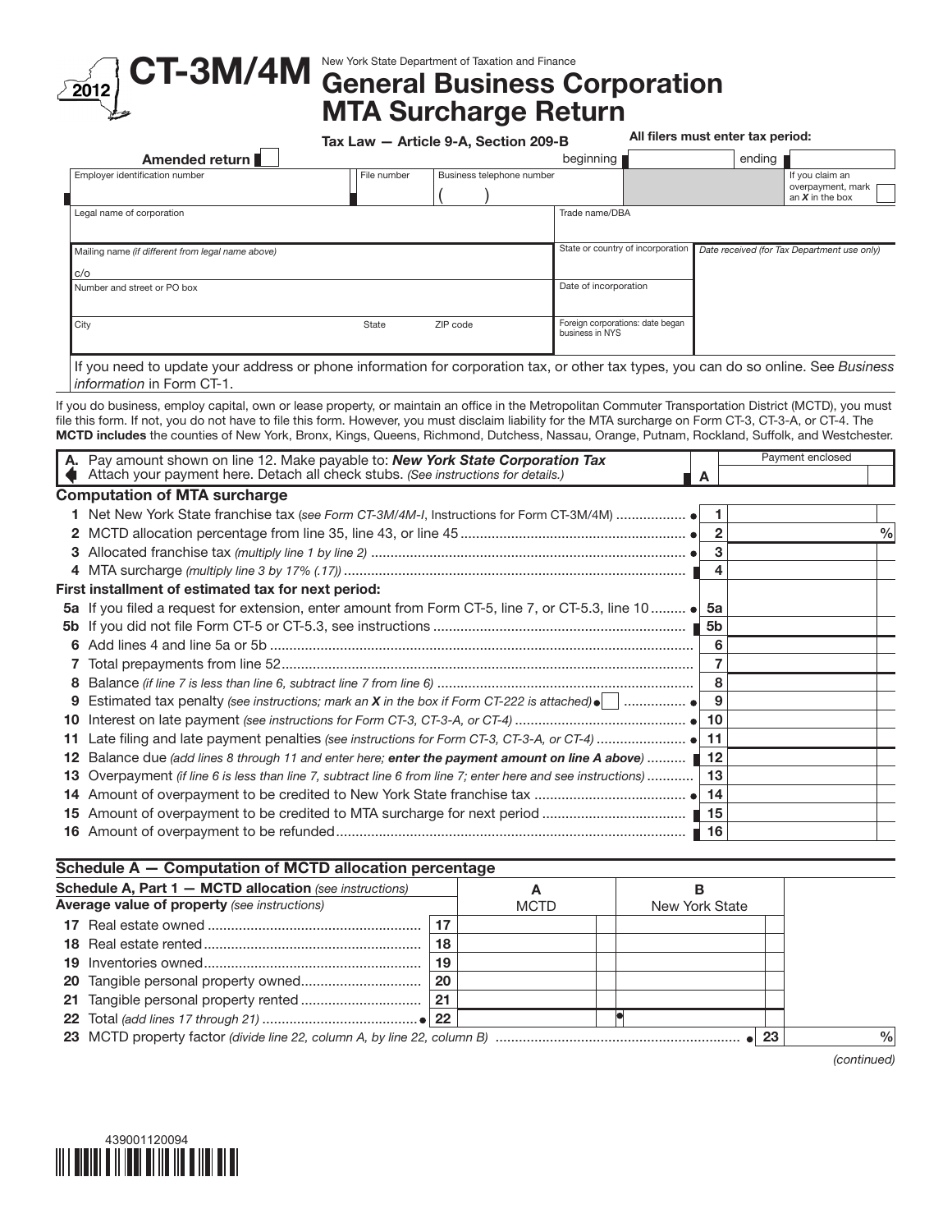# CT-3M/4M

2012

New York State Department of Taxation and Finance

## General Business Corporation MTA Surcharge Return

Tax Law — Article 9-A, Section 209-B

All filers must enter tax period:

Amended return ☐ beginning ______ ending ______

| Employer identification number | File number | Business telephone number | | If you claim an overpayment, mark an *X* in the box ☐ |
|---|---|---|---|---|
| Legal name of corporation | | | Trade name/DBA | |
| Mailing name *(if different from legal name above)* c/o | | | State or country of incorporation | *Date received (for Tax Department use only)* |
| Number and street or PO box | | | Date of incorporation | |
| City | State | ZIP code | Foreign corporations: date began business in NYS | |

If you need to update your address or phone information for corporation tax, or other tax types, you can do so online. See *Business information* in Form CT-1.

If you do business, employ capital, own or lease property, or maintain an office in the Metropolitan Commuter Transportation District (MCTD), you must file this form. If not, you do not have to file this form. However, you must disclaim liability for the MTA surcharge on Form CT-3, CT-3-A, or CT-4. The **MCTD includes** the counties of New York, Bronx, Kings, Queens, Richmond, Dutchess, Nassau, Orange, Putnam, Rockland, Suffolk, and Westchester.

| | | Payment enclosed |
|---|---|---|
| **A.** Pay amount shown on line 12. Make payable to: ***New York State Corporation Tax*** Attach your payment here. Detach all check stubs. *(See instructions for details.)* | **A** | |

### Computation of MTA surcharge

| | | | |
|---|---|---|---|
| **1** | Net New York State franchise tax *(see Form CT-3M/4M-I,* Instructions for Form CT-3M/4M) | 1 | |
| **2** | MCTD allocation percentage from line 35, line 43, or line 45 | 2 | % |
| **3** | Allocated franchise tax *(multiply line 1 by line 2)* | 3 | |
| **4** | MTA surcharge *(multiply line 3 by 17% (.17))* | 4 | |
| | **First installment of estimated tax for next period:** | | |
| **5a** | If you filed a request for extension, enter amount from Form CT-5, line 7, or CT-5.3, line 10 | 5a | |
| **5b** | If you did not file Form CT-5 or CT-5.3, see instructions | 5b | |
| **6** | Add lines 4 and line 5a or 5b | 6 | |
| **7** | Total prepayments from line 52 | 7 | |
| **8** | Balance *(if line 7 is less than line 6, subtract line 7 from line 6)* | 8 | |
| **9** | Estimated tax penalty *(see instructions; mark an X in the box if Form CT-222 is attached)* ☐ | 9 | |
| **10** | Interest on late payment *(see instructions for Form CT-3, CT-3-A, or CT-4)* | 10 | |
| **11** | Late filing and late payment penalties *(see instructions for Form CT-3, CT-3-A, or CT-4)* | 11 | |
| **12** | Balance due *(add lines 8 through 11 and enter here;* ***enter the payment amount on line A above****)* | 12 | |
| **13** | Overpayment *(if line 6 is less than line 7, subtract line 6 from line 7; enter here and see instructions)* | 13 | |
| **14** | Amount of overpayment to be credited to New York State franchise tax | 14 | |
| **15** | Amount of overpayment to be credited to MTA surcharge for next period | 15 | |
| **16** | Amount of overpayment to be refunded | 16 | |

### Schedule A — Computation of MCTD allocation percentage

| **Schedule A, Part 1 — MCTD allocation** *(see instructions)* **Average value of property** *(see instructions)* | | **A** MCTD | **B** New York State |
|---|---|---|---|
| **17** Real estate owned | 17 | | |
| **18** Real estate rented | 18 | | |
| **19** Inventories owned | 19 | | |
| **20** Tangible personal property owned | 20 | | |
| **21** Tangible personal property rented | 21 | | |
| **22** Total *(add lines 17 through 21)* | 22 | | |

| | | | |
|---|---|---|---|
| **23** | MCTD property factor *(divide line 22, column A, by line 22, column B)* | 23 | % |

*(continued)*

439001120094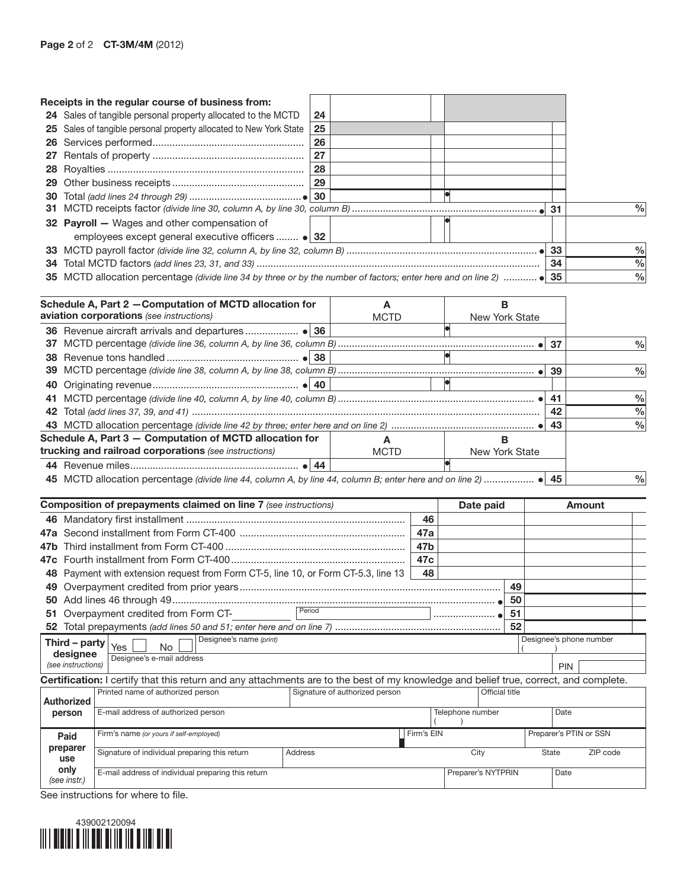| Receipts in the regular course of business from: | | A | B | | |
|---|---|---|---|---|---|
| 24 Sales of tangible personal property allocated to the MCTD | 24 | | | | |
| 25 Sales of tangible personal property allocated to New York State | 25 | | | | |
| 26 Services performed | 26 | | | | |
| 27 Rentals of property | 27 | | | | |
| 28 Royalties | 28 | | | | |
| 29 Other business receipts | 29 | | | | |
| 30 Total *(add lines 24 through 29)* • | 30 | | • | | |
| 31 MCTD receipts factor *(divide line 30, column A, by line 30, column B)* • | | | | 31 | % |
| 32 **Payroll —** Wages and other compensation of employees except general executive officers • | 32 | | • | | |
| 33 MCTD payroll factor *(divide line 32, column A, by line 32, column B)* • | | | | 33 | % |
| 34 Total MCTD factors *(add lines 23, 31, and 33)* | | | | 34 | % |
| 35 MCTD allocation percentage *(divide line 34 by three or by the number of factors; enter here and on line 2)* • | | | | 35 | % |

| **Schedule A, Part 2 — Computation of MCTD allocation for aviation corporations** *(see instructions)* | | A MCTD | B New York State | | |
|---|---|---|---|---|---|
| 36 Revenue aircraft arrivals and departures • | 36 | | • | | |
| 37 MCTD percentage *(divide line 36, column A, by line 36, column B)* • | | | | 37 | % |
| 38 Revenue tons handled • | 38 | | • | | |
| 39 MCTD percentage *(divide line 38, column A, by line 38, column B)* • | | | | 39 | % |
| 40 Originating revenue • | 40 | | • | | |
| 41 MCTD percentage *(divide line 40, column A, by line 40, column B)* • | | | | 41 | % |
| 42 Total *(add lines 37, 39, and 41)* | | | | 42 | % |
| 43 MCTD allocation percentage *(divide line 42 by three; enter here and on line 2)* • | | | | 43 | % |

| **Schedule A, Part 3 — Computation of MCTD allocation for trucking and railroad corporations** *(see instructions)* | | A MCTD | B New York State | | |
|---|---|---|---|---|---|
| 44 Revenue miles • | 44 | | • | | |
| 45 MCTD allocation percentage *(divide line 44, column A, by line 44, column B; enter here and on line 2)* • | | | | 45 | % |

| **Composition of prepayments claimed on line 7** *(see instructions)* | | Date paid | Amount |
|---|---|---|---|
| 46 Mandatory first installment | 46 | | |
| 47a Second installment from Form CT-400 | 47a | | |
| 47b Third installment from Form CT-400 | 47b | | |
| 47c Fourth installment from Form CT-400 | 47c | | |
| 48 Payment with extension request from Form CT-5, line 10, or Form CT-5.3, line 13 | 48 | | |
| 49 Overpayment credited from prior years | | 49 | |
| 50 Add lines 46 through 49 • | | 50 | |
| 51 Overpayment credited from Form CT- ____ Period ____ • | | 51 | |
| 52 Total prepayments *(add lines 50 and 51; enter here and on line 7)* | | 52 | |

**Third – party designee** *(see instructions)* Yes ☐ No ☐ Designee's name *(print)* Designee's phone number ( ) Designee's e-mail address PIN

**Certification:** I certify that this return and any attachments are to the best of my knowledge and belief true, correct, and complete.

| **Authorized person** | | | |
|---|---|---|---|
| Printed name of authorized person | Signature of authorized person | Official title | |
| E-mail address of authorized person | | Telephone number ( ) | Date |

| **Paid preparer use only** *(see instr.)* | | | | |
|---|---|---|---|---|
| Firm's name *(or yours if self-employed)* | | Firm's EIN | Preparer's PTIN or SSN | |
| Signature of individual preparing this return | Address | City | State | ZIP code |
| E-mail address of individual preparing this return | | Preparer's NYTPRIN | Date | |

See instructions for where to file.

439002120094